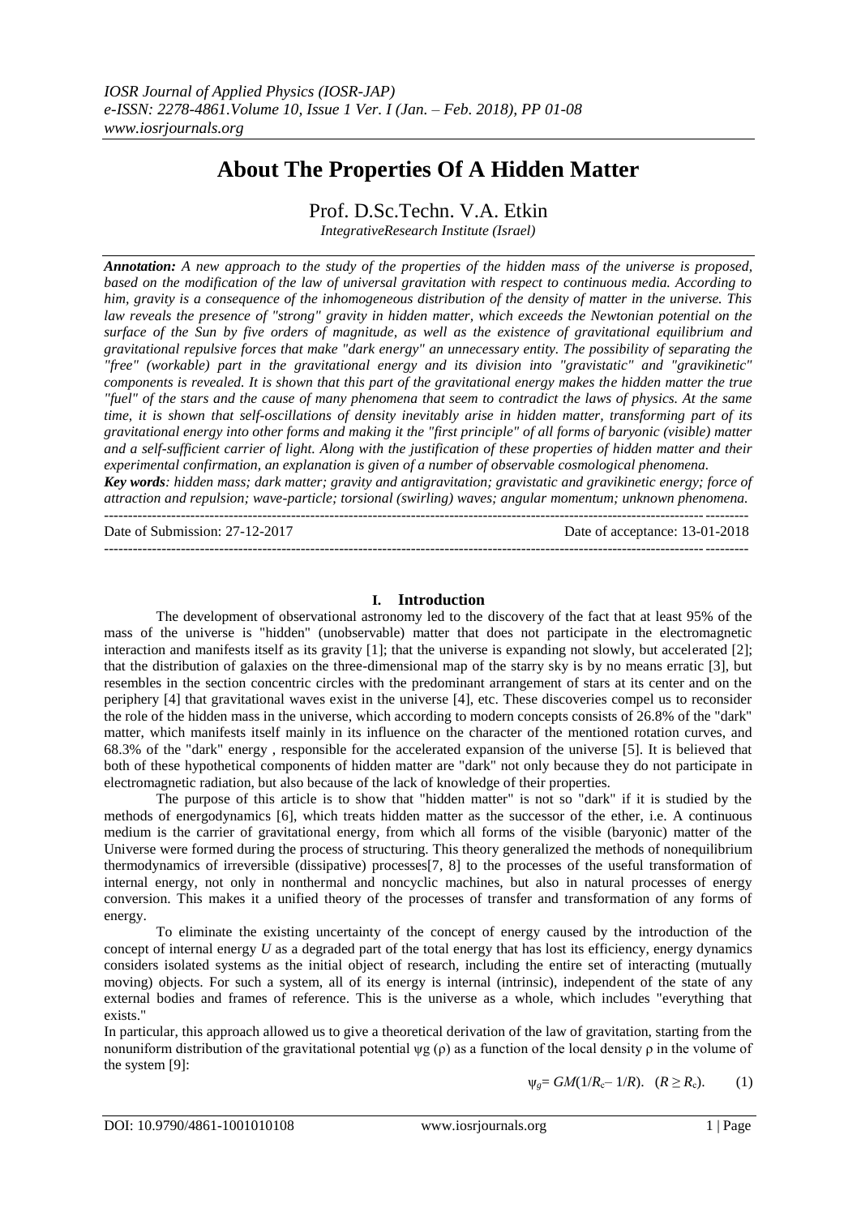*IOSR Journal of Applied Physics (IOSR-JAP)*
*e-ISSN: 2278-4861.Volume 10, Issue 1 Ver. I (Jan. – Feb. 2018), PP 01-08*
*www.iosrjournals.org*

# About The Properties Of A Hidden Matter

Prof. D.Sc.Techn. V.A. Etkin

*IntegrativeResearch Institute (Israel)*

***Annotation:*** *A new approach to the study of the properties of the hidden mass of the universe is proposed, based on the modification of the law of universal gravitation with respect to continuous media. According to him, gravity is a consequence of the inhomogeneous distribution of the density of matter in the universe. This law reveals the presence of "strong" gravity in hidden matter, which exceeds the Newtonian potential on the surface of the Sun by five orders of magnitude, as well as the existence of gravitational equilibrium and gravitational repulsive forces that make "dark energy" an unnecessary entity. The possibility of separating the "free" (workable) part in the gravitational energy and its division into "gravistatic" and "gravikinetic" components is revealed. It is shown that this part of the gravitational energy makes the hidden matter the true "fuel" of the stars and the cause of many phenomena that seem to contradict the laws of physics. At the same time, it is shown that self-oscillations of density inevitably arise in hidden matter, transforming part of its gravitational energy into other forms and making it the "first principle" of all forms of baryonic (visible) matter and a self-sufficient carrier of light. Along with the justification of these properties of hidden matter and their experimental confirmation, an explanation is given of a number of observable cosmological phenomena.*

***Key words****: hidden mass; dark matter; gravity and antigravitation; gravistatic and gravikinetic energy; force of attraction and repulsion; wave-particle; torsional (swirling) waves; angular momentum; unknown phenomena.*

---

Date of Submission: 27-12-2017 Date of acceptance: 13-01-2018

---

## I. Introduction

The development of observational astronomy led to the discovery of the fact that at least 95% of the mass of the universe is "hidden" (unobservable) matter that does not participate in the electromagnetic interaction and manifests itself as its gravity [1]; that the universe is expanding not slowly, but accelerated [2]; that the distribution of galaxies on the three-dimensional map of the starry sky is by no means erratic [3], but resembles in the section concentric circles with the predominant arrangement of stars at its center and on the periphery [4] that gravitational waves exist in the universe [4], etc. These discoveries compel us to reconsider the role of the hidden mass in the universe, which according to modern concepts consists of 26.8% of the "dark" matter, which manifests itself mainly in its influence on the character of the mentioned rotation curves, and 68.3% of the "dark" energy , responsible for the accelerated expansion of the universe [5]. It is believed that both of these hypothetical components of hidden matter are "dark" not only because they do not participate in electromagnetic radiation, but also because of the lack of knowledge of their properties.

The purpose of this article is to show that "hidden matter" is not so "dark" if it is studied by the methods of energodynamics [6], which treats hidden matter as the successor of the ether, i.e. A continuous medium is the carrier of gravitational energy, from which all forms of the visible (baryonic) matter of the Universe were formed during the process of structuring. This theory generalized the methods of nonequilibrium thermodynamics of irreversible (dissipative) processes[7, 8] to the processes of the useful transformation of internal energy, not only in nonthermal and noncyclic machines, but also in natural processes of energy conversion. This makes it a unified theory of the processes of transfer and transformation of any forms of energy.

To eliminate the existing uncertainty of the concept of energy caused by the introduction of the concept of internal energy $U$ as a degraded part of the total energy that has lost its efficiency, energy dynamics considers isolated systems as the initial object of research, including the entire set of interacting (mutually moving) objects. For such a system, all of its energy is internal (intrinsic), independent of the state of any external bodies and frames of reference. This is the universe as a whole, which includes "everything that exists."

In particular, this approach allowed us to give a theoretical derivation of the law of gravitation, starting from the nonuniform distribution of the gravitational potential ψg (ρ) as a function of the local density ρ in the volume of the system [9]:

$$\psi_g = GM(1/R_c - 1/R). \quad (R \geq R_c). \qquad (1)$$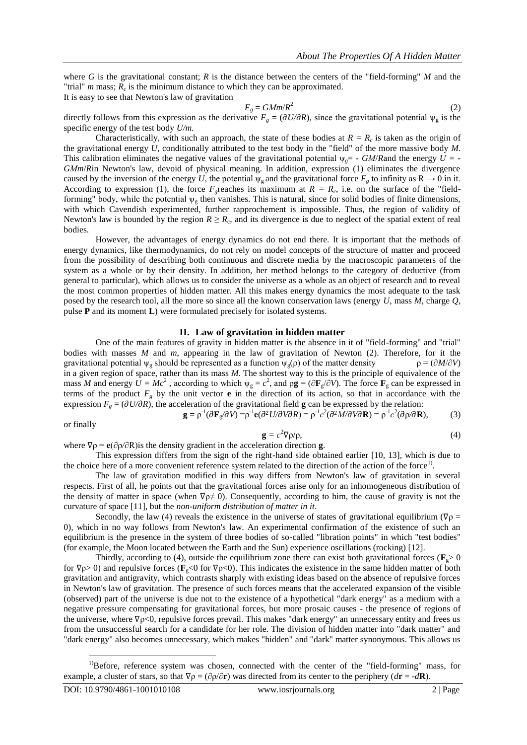where $G$ is the gravitational constant; $R$ is the distance between the centers of the "field-forming" $M$ and the "trial" $m$ mass; $R_c$ is the minimum distance to which they can be approximated.
It is easy to see that Newton's law of gravitation

$$F_g = GMm/R^2 \tag{2}$$

directly follows from this expression as the derivative $F_g = (\partial U/\partial R)$, since the gravitational potential $\psi_g$ is the specific energy of the test body $U/m$.

Characteristically, with such an approach, the state of these bodies at $R = R_c$ is taken as the origin of the gravitational energy $U$, conditionally attributed to the test body in the "field" of the more massive body $M$. This calibration eliminates the negative values of the gravitational potential $\psi_g = -GM/R$and the energy $U = -GMm/R$in Newton's law, devoid of physical meaning. In addition, expression (1) eliminates the divergence caused by the inversion of the energy $U$, the potential $\psi_g$ and the gravitational force $F_g$ to infinity as $R \rightarrow 0$ in it. According to expression (1), the force $F_g$reaches its maximum at $R = R_c$, i.e. on the surface of the "field-forming" body, while the potential $\psi_g$ then vanishes. This is natural, since for solid bodies of finite dimensions, with which Cavendish experimented, further rapprochement is impossible. Thus, the region of validity of Newton's law is bounded by the region $R \geq R_c$, and its divergence is due to neglect of the spatial extent of real bodies.

However, the advantages of energy dynamics do not end there. It is important that the methods of energy dynamics, like thermodynamics, do not rely on model concepts of the structure of matter and proceed from the possibility of describing both continuous and discrete media by the macroscopic parameters of the system as a whole or by their density. In addition, her method belongs to the category of deductive (from general to particular), which allows us to consider the universe as a whole as an object of research and to reveal the most common properties of hidden matter. All this makes energy dynamics the most adequate to the task posed by the research tool, all the more so since all the known conservation laws (energy $U$, mass $M$, charge $Q$, pulse $\mathbf{P}$ and its moment $\mathbf{L}$) were formulated precisely for isolated systems.

## II. Law of gravitation in hidden matter

One of the main features of gravity in hidden matter is the absence in it of "field-forming" and "trial" bodies with masses $M$ and $m$, appearing in the law of gravitation of Newton (2). Therefore, for it the gravitational potential $\psi_g$ should be represented as a function $\psi_g(\rho)$ of the matter density $\rho = (\partial M/\partial V)$ in a given region of space, rather than its mass $M$. The shortest way to this is the principle of equivalence of the mass $M$ and energy $U = Mc^2$, according to which $\psi_g = c^2$, and $\rho\mathbf{g} = (\partial \mathbf{F}_g/\partial V)$. The force $\mathbf{F}_g$ can be expressed in terms of the product $F_g$ by the unit vector $\mathbf{e}$ in the direction of its action, so that in accordance with the expression $F_g = (\partial U/\partial R)$, the acceleration of the gravitational field $\mathbf{g}$ can be expressed by the relation:

$$\mathbf{g} = \rho^{-1}(\partial \mathbf{F}_g/\partial V) = \rho^{-1}\mathbf{e}(\partial^2 U/\partial V \partial R) = \rho^{-1}c^2(\partial^2 M/\partial V \partial \mathbf{R}) = \rho^{-1}c^2(\partial \rho/\partial \mathbf{R}), \tag{3}$$

or finally

$$\mathbf{g} = c^2 \nabla\rho/\rho, \tag{4}$$

where $\nabla\rho = \mathbf{e}(\partial\rho/\partial R)$is the density gradient in the acceleration direction $\mathbf{g}$.

This expression differs from the sign of the right-hand side obtained earlier [10, 13], which is due to the choice here of a more convenient reference system related to the direction of the action of the force[1)].

The law of gravitation modified in this way differs from Newton's law of gravitation in several respects. First of all, he points out that the gravitational forces arise only for an inhomogeneous distribution of the density of matter in space (when $\nabla\rho \neq 0$). Consequently, according to him, the cause of gravity is not the curvature of space [11], but the *non-uniform distribution of matter in it*.

Secondly, the law (4) reveals the existence in the universe of states of gravitational equilibrium ($\nabla\rho = 0$), which in no way follows from Newton's law. An experimental confirmation of the existence of such an equilibrium is the presence in the system of three bodies of so-called "libration points" in which "test bodies" (for example, the Moon located between the Earth and the Sun) experience oscillations (rocking) [12].

Thirdly, according to (4), outside the equilibrium zone there can exist both gravitational forces ($\mathbf{F}_g > 0$ for $\nabla\rho > 0$) and repulsive forces ($\mathbf{F}_g < 0$ for $\nabla\rho < 0$). This indicates the existence in the same hidden matter of both gravitation and antigravity, which contrasts sharply with existing ideas based on the absence of repulsive forces in Newton's law of gravitation. The presence of such forces means that the accelerated expansion of the visible (observed) part of the universe is due not to the existence of a hypothetical "dark energy" as a medium with a negative pressure compensating for gravitational forces, but more prosaic causes - the presence of regions of the universe, where $\nabla\rho < 0$, repulsive forces prevail. This makes "dark energy" an unnecessary entity and frees us from the unsuccessful search for a candidate for her role. The division of hidden matter into "dark matter" and "dark energy" also becomes unnecessary, which makes "hidden" and "dark" matter synonymous. This allows us

---

[1)] Before, reference system was chosen, connected with the center of the "field-forming" mass, for example, a cluster of stars, so that $\nabla\rho = (\partial\rho/\partial \mathbf{r})$ was directed from its center to the periphery ($d\mathbf{r} = -d\mathbf{R}$).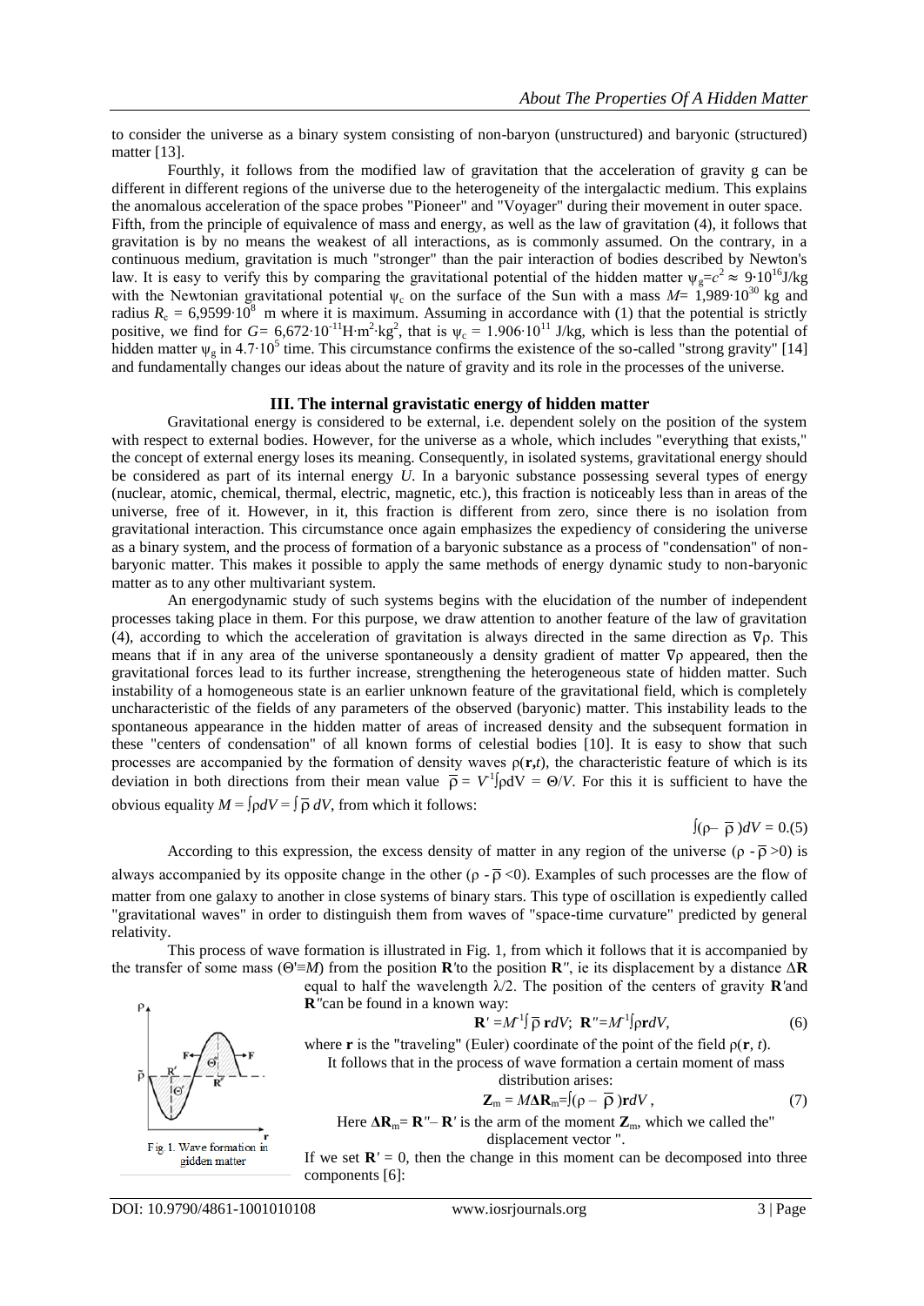to consider the universe as a binary system consisting of non-baryon (unstructured) and baryonic (structured) matter [13].

Fourthly, it follows from the modified law of gravitation that the acceleration of gravity g can be different in different regions of the universe due to the heterogeneity of the intergalactic medium. This explains the anomalous acceleration of the space probes "Pioneer" and "Voyager" during their movement in outer space.

Fifth, from the principle of equivalence of mass and energy, as well as the law of gravitation (4), it follows that gravitation is by no means the weakest of all interactions, as is commonly assumed. On the contrary, in a continuous medium, gravitation is much "stronger" than the pair interaction of bodies described by Newton's law. It is easy to verify this by comparing the gravitational potential of the hidden matter $\psi_g = c^2 \approx 9{\cdot}10^{16}$J/kg with the Newtonian gravitational potential $\psi_c$ on the surface of the Sun with a mass $M = 1{,}989{\cdot}10^{30}$ kg and radius $R_c = 6{,}9599{\cdot}10^8$ m where it is maximum. Assuming in accordance with (1) that the potential is strictly positive, we find for $G = 6{,}672{\cdot}10^{-11}$H·m²·kg², that is $\psi_c = 1.906{\cdot}10^{11}$ J/kg, which is less than the potential of hidden matter $\psi_g$ in $4.7{\cdot}10^5$ time. This circumstance confirms the existence of the so-called "strong gravity" [14] and fundamentally changes our ideas about the nature of gravity and its role in the processes of the universe.

## III. The internal gravistatic energy of hidden matter

Gravitational energy is considered to be external, i.e. dependent solely on the position of the system with respect to external bodies. However, for the universe as a whole, which includes "everything that exists," the concept of external energy loses its meaning. Consequently, in isolated systems, gravitational energy should be considered as part of its internal energy *U*. In a baryonic substance possessing several types of energy (nuclear, atomic, chemical, thermal, electric, magnetic, etc.), this fraction is noticeably less than in areas of the universe, free of it. However, in it, this fraction is different from zero, since there is no isolation from gravitational interaction. This circumstance once again emphasizes the expediency of considering the universe as a binary system, and the process of formation of a baryonic substance as a process of "condensation" of non-baryonic matter. This makes it possible to apply the same methods of energy dynamic study to non-baryonic matter as to any other multivariant system.

An energodynamic study of such systems begins with the elucidation of the number of independent processes taking place in them. For this purpose, we draw attention to another feature of the law of gravitation (4), according to which the acceleration of gravitation is always directed in the same direction as $\nabla\rho$. This means that if in any area of the universe spontaneously a density gradient of matter $\nabla\rho$ appeared, then the gravitational forces lead to its further increase, strengthening the heterogeneous state of hidden matter. Such instability of a homogeneous state is an earlier unknown feature of the gravitational field, which is completely uncharacteristic of the fields of any parameters of the observed (baryonic) matter. This instability leads to the spontaneous appearance in the hidden matter of areas of increased density and the subsequent formation in these "centers of condensation" of all known forms of celestial bodies [10]. It is easy to show that such processes are accompanied by the formation of density waves $\rho(\mathbf{r},t)$, the characteristic feature of which is its deviation in both directions from their mean value $\bar{\rho} = V^{-1}\int\rho dV = \Theta/V$. For this it is sufficient to have the obvious equality $M = \int\rho dV = \int\bar{\rho}\, dV$, from which it follows:

$$\int(\rho - \bar{\rho})dV = 0. \quad (5)$$

According to this expression, the excess density of matter in any region of the universe ($\rho - \bar{\rho} > 0$) is always accompanied by its opposite change in the other ($\rho - \bar{\rho} < 0$). Examples of such processes are the flow of matter from one galaxy to another in close systems of binary stars. This type of oscillation is expediently called "gravitational waves" in order to distinguish them from waves of "space-time curvature" predicted by general relativity.

This process of wave formation is illustrated in Fig. 1, from which it follows that it is accompanied by the transfer of some mass ($\Theta' \equiv M$) from the position $\mathbf{R}'$ to the position $\mathbf{R}''$, ie its displacement by a distance $\Delta\mathbf{R}$ equal to half the wavelength $\lambda/2$. The position of the centers of gravity $\mathbf{R}'$ and $\mathbf{R}''$ can be found in a known way:

$$\mathbf{R}' = M^{-1}\int\bar{\rho}\,\mathbf{r}dV; \quad \mathbf{R}'' = M^{-1}\int\rho\mathbf{r}dV, \quad (6)$$

where $\mathbf{r}$ is the "traveling" (Euler) coordinate of the point of the field $\rho(\mathbf{r}, t)$.

Fig. 1. Wave formation in gidden matter

It follows that in the process of wave formation a certain moment of mass distribution arises:

$$\mathbf{Z}_m = M\Delta\mathbf{R}_m = \int(\rho - \bar{\rho})\mathbf{r}dV, \quad (7)$$

Here $\Delta\mathbf{R}_m = \mathbf{R}'' - \mathbf{R}'$ is the arm of the moment $\mathbf{Z}_m$, which we called the" displacement vector ".

If we set $\mathbf{R}' = 0$, then the change in this moment can be decomposed into three components [6]: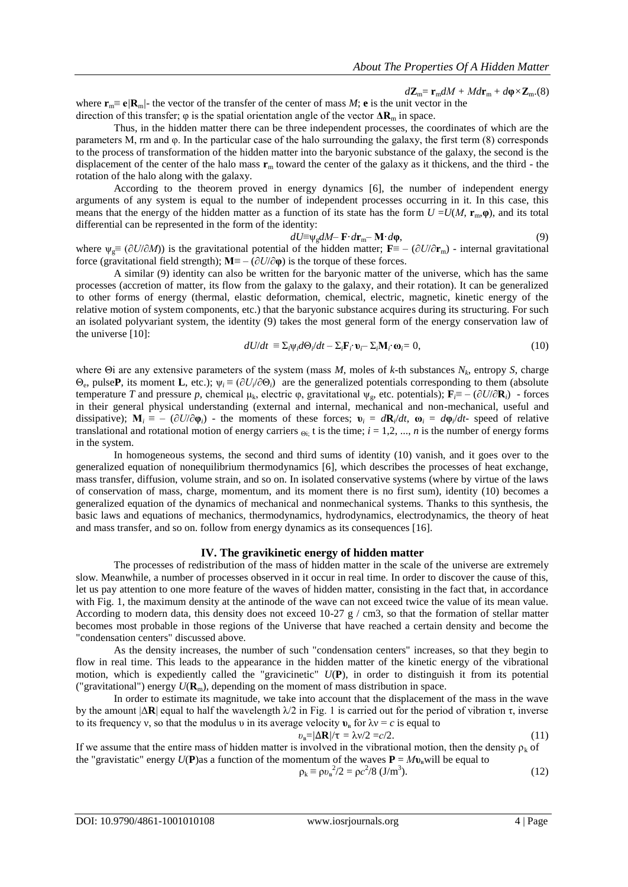$$d\mathbf{Z}_m = \mathbf{r}_m dM + M d\mathbf{r}_m + d\boldsymbol{\varphi} \times \mathbf{Z}_m. \quad (8)$$

where $\mathbf{r}_m \equiv \mathbf{e}|\mathbf{R}_m|$- the vector of the transfer of the center of mass $M$; $\mathbf{e}$ is the unit vector in the direction of this transfer; φ is the spatial orientation angle of the vector $\Delta\mathbf{R}_m$ in space.

Thus, in the hidden matter there can be three independent processes, the coordinates of which are the parameters M, rm and φ. In the particular case of the halo surrounding the galaxy, the first term (8) corresponds to the process of transformation of the hidden matter into the baryonic substance of the galaxy, the second is the displacement of the center of the halo mass $\mathbf{r}_m$ toward the center of the galaxy as it thickens, and the third - the rotation of the halo along with the galaxy.

According to the theorem proved in energy dynamics [6], the number of independent energy arguments of any system is equal to the number of independent processes occurring in it. In this case, this means that the energy of the hidden matter as a function of its state has the form $U = U(M, \mathbf{r}_m, \boldsymbol{\varphi})$, and its total differential can be represented in the form of the identity:

$$dU \equiv \psi_g dM - \mathbf{F} \cdot d\mathbf{r}_m - \mathbf{M} \cdot d\boldsymbol{\varphi}, \quad (9)$$

where $\psi_g \equiv (\partial U/\partial M)$) is the gravitational potential of the hidden matter; $\mathbf{F} \equiv -(\partial U/\partial \mathbf{r}_m)$ - internal gravitational force (gravitational field strength); $\mathbf{M} \equiv -(\partial U/\partial \boldsymbol{\varphi})$ is the torque of these forces.

A similar (9) identity can also be written for the baryonic matter of the universe, which has the same processes (accretion of matter, its flow from the galaxy to the galaxy, and their rotation). It can be generalized to other forms of energy (thermal, elastic deformation, chemical, electric, magnetic, kinetic energy of the relative motion of system components, etc.) that the baryonic substance acquires during its structuring. For such an isolated polyvariant system, the identity (9) takes the most general form of the energy conservation law of the universe [10]:

$$dU/dt \equiv \Sigma_i \psi_i d\Theta_i/dt - \Sigma_i \mathbf{F}_i \cdot \mathbf{v}_i - \Sigma_i \mathbf{M}_i \cdot \boldsymbol{\omega}_i = 0, \quad (10)$$

where Θi are any extensive parameters of the system (mass $M$, moles of $k$-th substances $N_k$, entropy $S$, charge $\Theta_e$, pulse$\mathbf{P}$, its moment $\mathbf{L}$, etc.); $\psi_i \equiv (\partial U_i/\partial \Theta_i)$ are the generalized potentials corresponding to them (absolute temperature $T$ and pressure $p$, chemical $\mu_k$, electric φ, gravitational $\psi_g$, etc. potentials); $\mathbf{F}_i \equiv -(\partial U/\partial \mathbf{R}_i)$ - forces in their general physical understanding (external and internal, mechanical and non-mechanical, useful and dissipative); $\mathbf{M}_i \equiv -(\partial U/\partial \boldsymbol{\varphi}_i)$ - the moments of these forces; $\mathbf{v}_i = d\mathbf{R}_i/dt$, $\boldsymbol{\omega}_i = d\boldsymbol{\varphi}_i/dt$- speed of relative translational and rotational motion of energy carriers $_{\Theta i}$; t is the time; $i = 1,2, ..., n$ is the number of energy forms in the system.

In homogeneous systems, the second and third sums of identity (10) vanish, and it goes over to the generalized equation of nonequilibrium thermodynamics [6], which describes the processes of heat exchange, mass transfer, diffusion, volume strain, and so on. In isolated conservative systems (where by virtue of the laws of conservation of mass, charge, momentum, and its moment there is no first sum), identity (10) becomes a generalized equation of the dynamics of mechanical and nonmechanical systems. Thanks to this synthesis, the basic laws and equations of mechanics, thermodynamics, hydrodynamics, electrodynamics, the theory of heat and mass transfer, and so on. follow from energy dynamics as its consequences [16].

## IV. The gravikinetic energy of hidden matter

The processes of redistribution of the mass of hidden matter in the scale of the universe are extremely slow. Meanwhile, a number of processes observed in it occur in real time. In order to discover the cause of this, let us pay attention to one more feature of the waves of hidden matter, consisting in the fact that, in accordance with Fig. 1, the maximum density at the antinode of the wave can not exceed twice the value of its mean value. According to modern data, this density does not exceed 10-27 g / cm3, so that the formation of stellar matter becomes most probable in those regions of the Universe that have reached a certain density and become the "condensation centers" discussed above.

As the density increases, the number of such "condensation centers" increases, so that they begin to flow in real time. This leads to the appearance in the hidden matter of the kinetic energy of the vibrational motion, which is expediently called the "gravicinetic" $U(\mathbf{P})$, in order to distinguish it from its potential ("gravitational") energy $U(\mathbf{R}_m)$, depending on the moment of mass distribution in space.

In order to estimate its magnitude, we take into account that the displacement of the mass in the wave by the amount $|\Delta\mathbf{R}|$ equal to half the wavelength λ/2 in Fig. 1 is carried out for the period of vibration τ, inverse to its frequency ν, so that the modulus υ in its average velocity $\mathbf{v}_в$ for $\lambda\nu = c$ is equal to

$$\upsilon_в = |\Delta\mathbf{R}|/\tau = \lambda\nu/2 = c/2. \quad (11)$$

If we assume that the entire mass of hidden matter is involved in the vibrational motion, then the density $\rho_k$ of the "gravistatic" energy $U(\mathbf{P})$as a function of the momentum of the waves $\mathbf{P} = M\mathbf{v}_в$will be equal to

$$\rho_k \equiv \rho\upsilon_в^2/2 = \rho c^2/8 \ (\text{J/m}^3). \quad (12)$$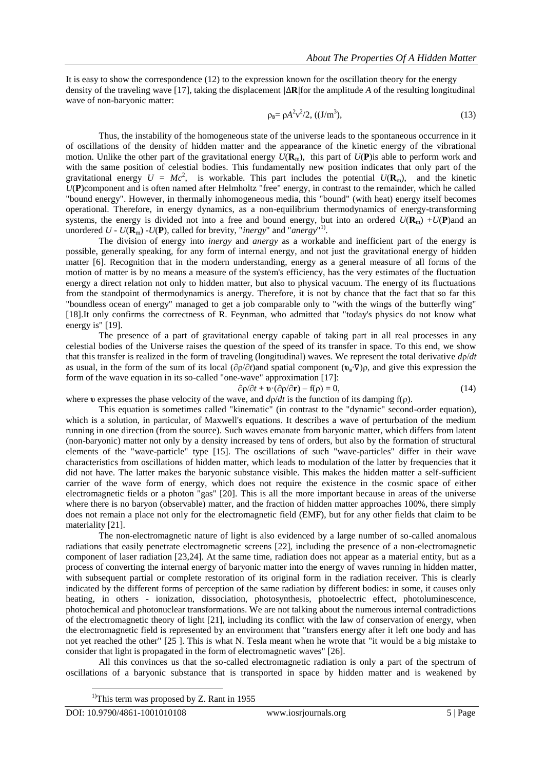It is easy to show the correspondence (12) to the expression known for the oscillation theory for the energy density of the traveling wave [17], taking the displacement $|\Delta\mathbf{R}|$for the amplitude $A$ of the resulting longitudinal wave of non-baryonic matter:

$$\rho_в = \rho A^2 v^2/2, \; ((J/m^3), \tag{13}$$

Thus, the instability of the homogeneous state of the universe leads to the spontaneous occurrence in it of oscillations of the density of hidden matter and the appearance of the kinetic energy of the vibrational motion. Unlike the other part of the gravitational energy $U(\mathbf{R}_m)$, this part of $U(\mathbf{P})$is able to perform work and with the same position of celestial bodies. This fundamentally new position indicates that only part of the gravitational energy $U = Mc^2$, is workable. This part includes the potential $U(\mathbf{R}_m)$, and the kinetic $U(\mathbf{P})$component and is often named after Helmholtz "free" energy, in contrast to the remainder, which he called "bound energy". However, in thermally inhomogeneous media, this "bound" (with heat) energy itself becomes operational. Therefore, in energy dynamics, as a non-equilibrium thermodynamics of energy-transforming systems, the energy is divided not into a free and bound energy, but into an ordered $U(\mathbf{R}_m) + U(\mathbf{P})$and an unordered $U - U(\mathbf{R}_m) - U(\mathbf{P})$, called for brevity, "*inergy*" and "*anergy*"[1)].

The division of energy into *inergy* and *anergy* as a workable and inefficient part of the energy is possible, generally speaking, for any form of internal energy, and not just the gravitational energy of hidden matter [6]. Recognition that in the modern understanding, energy as a general measure of all forms of the motion of matter is by no means a measure of the system's efficiency, has the very estimates of the fluctuation energy a direct relation not only to hidden matter, but also to physical vacuum. The energy of its fluctuations from the standpoint of thermodynamics is anergy. Therefore, it is not by chance that the fact that so far this "boundless ocean of energy" managed to get a job comparable only to "with the wings of the butterfly wing" [18].It only confirms the correctness of R. Feynman, who admitted that "today's physics do not know what energy is" [19].

The presence of a part of gravitational energy capable of taking part in all real processes in any celestial bodies of the Universe raises the question of the speed of its transfer in space. To this end, we show that this transfer is realized in the form of traveling (longitudinal) waves. We represent the total derivative $d\rho/dt$ as usual, in the form of the sum of its local $(\partial\rho/\partial t)$and spatial component $(\boldsymbol{\upsilon}_в\cdot\nabla)\rho$, and give this expression the form of the wave equation in its so-called "one-wave" approximation [17]:

$$\partial\rho/\partial t + \boldsymbol{\upsilon}\cdot(\partial\rho/\partial\mathbf{r}) - f(\rho) = 0, \tag{14}$$

where $\boldsymbol{\upsilon}$ expresses the phase velocity of the wave, and $d\rho/dt$ is the function of its damping $f(\rho)$.

This equation is sometimes called "kinematic" (in contrast to the "dynamic" second-order equation), which is a solution, in particular, of Maxwell's equations. It describes a wave of perturbation of the medium running in one direction (from the source). Such waves emanate from baryonic matter, which differs from latent (non-baryonic) matter not only by a density increased by tens of orders, but also by the formation of structural elements of the "wave-particle" type [15]. The oscillations of such "wave-particles" differ in their wave characteristics from oscillations of hidden matter, which leads to modulation of the latter by frequencies that it did not have. The latter makes the baryonic substance visible. This makes the hidden matter a self-sufficient carrier of the wave form of energy, which does not require the existence in the cosmic space of either electromagnetic fields or a photon "gas" [20]. This is all the more important because in areas of the universe where there is no baryon (observable) matter, and the fraction of hidden matter approaches 100%, there simply does not remain a place not only for the electromagnetic field (EMF), but for any other fields that claim to be materiality [21].

The non-electromagnetic nature of light is also evidenced by a large number of so-called anomalous radiations that easily penetrate electromagnetic screens [22], including the presence of a non-electromagnetic component of laser radiation [23,24]. At the same time, radiation does not appear as a material entity, but as a process of converting the internal energy of baryonic matter into the energy of waves running in hidden matter, with subsequent partial or complete restoration of its original form in the radiation receiver. This is clearly indicated by the different forms of perception of the same radiation by different bodies: in some, it causes only heating, in others - ionization, dissociation, photosynthesis, photoelectric effect, photoluminescence, photochemical and photonuclear transformations. We are not talking about the numerous internal contradictions of the electromagnetic theory of light [21], including its conflict with the law of conservation of energy, when the electromagnetic field is represented by an environment that "transfers energy after it left one body and has not yet reached the other" [25 ]. This is what N. Tesla meant when he wrote that "it would be a big mistake to consider that light is propagated in the form of electromagnetic waves" [26].

All this convinces us that the so-called electromagnetic radiation is only a part of the spectrum of oscillations of a baryonic substance that is transported in space by hidden matter and is weakened by

---

1) This term was proposed by Z. Rant in 1955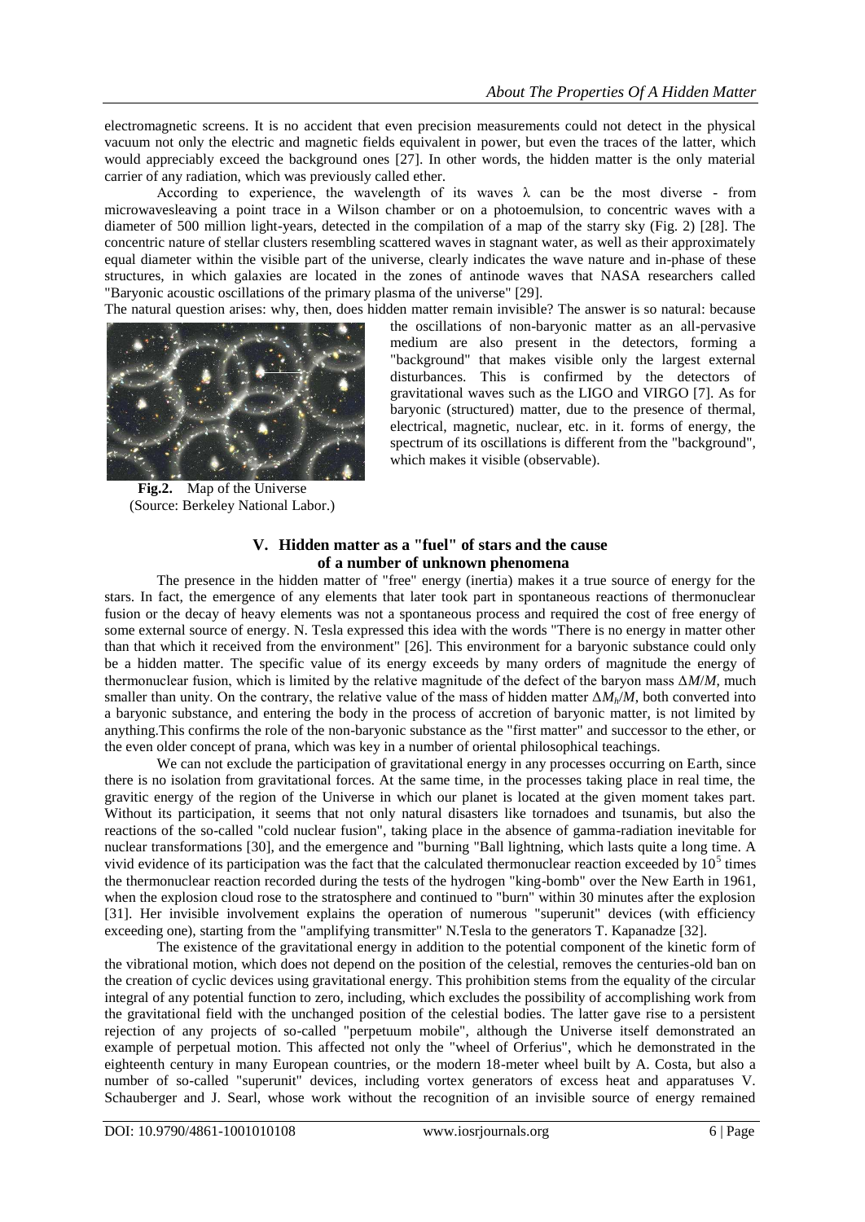electromagnetic screens. It is no accident that even precision measurements could not detect in the physical vacuum not only the electric and magnetic fields equivalent in power, but even the traces of the latter, which would appreciably exceed the background ones [27]. In other words, the hidden matter is the only material carrier of any radiation, which was previously called ether.

According to experience, the wavelength of its waves $\lambda$ can be the most diverse - from microwavesleaving a point trace in a Wilson chamber or on a photoemulsion, to concentric waves with a diameter of 500 million light-years, detected in the compilation of a map of the starry sky (Fig. 2) [28]. The concentric nature of stellar clusters resembling scattered waves in stagnant water, as well as their approximately equal diameter within the visible part of the universe, clearly indicates the wave nature and in-phase of these structures, in which galaxies are located in the zones of antinode waves that NASA researchers called "Baryonic acoustic oscillations of the primary plasma of the universe" [29].

The natural question arises: why, then, does hidden matter remain invisible? The answer is so natural: because the oscillations of non-baryonic matter as an all-pervasive medium are also present in the detectors, forming a "background" that makes visible only the largest external disturbances. This is confirmed by the detectors of gravitational waves such as the LIGO and VIRGO [7]. As for baryonic (structured) matter, due to the presence of thermal, electrical, magnetic, nuclear, etc. in it. forms of energy, the spectrum of its oscillations is different from the "background", which makes it visible (observable).

**Fig.2.** Map of the Universe (Source: Berkeley National Labor.)

## V. Hidden matter as a "fuel" of stars and the cause of a number of unknown phenomena

The presence in the hidden matter of "free" energy (inertia) makes it a true source of energy for the stars. In fact, the emergence of any elements that later took part in spontaneous reactions of thermonuclear fusion or the decay of heavy elements was not a spontaneous process and required the cost of free energy of some external source of energy. N. Tesla expressed this idea with the words "There is no energy in matter other than that which it received from the environment" [26]. This environment for a baryonic substance could only be a hidden matter. The specific value of its energy exceeds by many orders of magnitude the energy of thermonuclear fusion, which is limited by the relative magnitude of the defect of the baryon mass $\Delta M/M$, much smaller than unity. On the contrary, the relative value of the mass of hidden matter $\Delta M_h/M$, both converted into a baryonic substance, and entering the body in the process of accretion of baryonic matter, is not limited by anything.This confirms the role of the non-baryonic substance as the "first matter" and successor to the ether, or the even older concept of prana, which was key in a number of oriental philosophical teachings.

We can not exclude the participation of gravitational energy in any processes occurring on Earth, since there is no isolation from gravitational forces. At the same time, in the processes taking place in real time, the gravitic energy of the region of the Universe in which our planet is located at the given moment takes part. Without its participation, it seems that not only natural disasters like tornadoes and tsunamis, but also the reactions of the so-called "cold nuclear fusion", taking place in the absence of gamma-radiation inevitable for nuclear transformations [30], and the emergence and "burning "Ball lightning, which lasts quite a long time. A vivid evidence of its participation was the fact that the calculated thermonuclear reaction exceeded by $10^5$ times the thermonuclear reaction recorded during the tests of the hydrogen "king-bomb" over the New Earth in 1961, when the explosion cloud rose to the stratosphere and continued to "burn" within 30 minutes after the explosion [31]. Her invisible involvement explains the operation of numerous "superunit" devices (with efficiency exceeding one), starting from the "amplifying transmitter" N.Tesla to the generators T. Kapanadze [32].

The existence of the gravitational energy in addition to the potential component of the kinetic form of the vibrational motion, which does not depend on the position of the celestial, removes the centuries-old ban on the creation of cyclic devices using gravitational energy. This prohibition stems from the equality of the circular integral of any potential function to zero, including, which excludes the possibility of accomplishing work from the gravitational field with the unchanged position of the celestial bodies. The latter gave rise to a persistent rejection of any projects of so-called "perpetuum mobile", although the Universe itself demonstrated an example of perpetual motion. This affected not only the "wheel of Orferius", which he demonstrated in the eighteenth century in many European countries, or the modern 18-meter wheel built by A. Costa, but also a number of so-called "superunit" devices, including vortex generators of excess heat and apparatuses V. Schauberger and J. Searl, whose work without the recognition of an invisible source of energy remained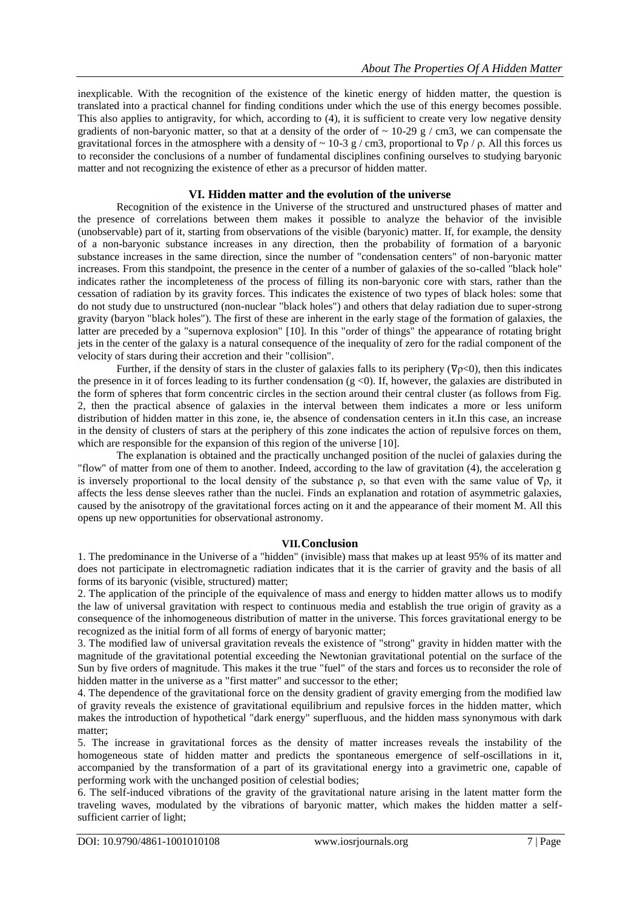inexplicable. With the recognition of the existence of the kinetic energy of hidden matter, the question is translated into a practical channel for finding conditions under which the use of this energy becomes possible. This also applies to antigravity, for which, according to (4), it is sufficient to create very low negative density gradients of non-baryonic matter, so that at a density of the order of ~ 10-29 g / cm3, we can compensate the gravitational forces in the atmosphere with a density of ~ 10-3 g / cm3, proportional to $\nabla\rho / \rho$. All this forces us to reconsider the conclusions of a number of fundamental disciplines confining ourselves to studying baryonic matter and not recognizing the existence of ether as a precursor of hidden matter.

## VI. Hidden matter and the evolution of the universe

Recognition of the existence in the Universe of the structured and unstructured phases of matter and the presence of correlations between them makes it possible to analyze the behavior of the invisible (unobservable) part of it, starting from observations of the visible (baryonic) matter. If, for example, the density of a non-baryonic substance increases in any direction, then the probability of formation of a baryonic substance increases in the same direction, since the number of "condensation centers" of non-baryonic matter increases. From this standpoint, the presence in the center of a number of galaxies of the so-called "black hole" indicates rather the incompleteness of the process of filling its non-baryonic core with stars, rather than the cessation of radiation by its gravity forces. This indicates the existence of two types of black holes: some that do not study due to unstructured (non-nuclear "black holes") and others that delay radiation due to super-strong gravity (baryon "black holes"). The first of these are inherent in the early stage of the formation of galaxies, the latter are preceded by a "supernova explosion" [10]. In this "order of things" the appearance of rotating bright jets in the center of the galaxy is a natural consequence of the inequality of zero for the radial component of the velocity of stars during their accretion and their "collision".

Further, if the density of stars in the cluster of galaxies falls to its periphery ($\nabla\rho<0$), then this indicates the presence in it of forces leading to its further condensation ($g<0$). If, however, the galaxies are distributed in the form of spheres that form concentric circles in the section around their central cluster (as follows from Fig. 2, then the practical absence of galaxies in the interval between them indicates a more or less uniform distribution of hidden matter in this zone, ie, the absence of condensation centers in it.In this case, an increase in the density of clusters of stars at the periphery of this zone indicates the action of repulsive forces on them, which are responsible for the expansion of this region of the universe [10].

The explanation is obtained and the practically unchanged position of the nuclei of galaxies during the "flow" of matter from one of them to another. Indeed, according to the law of gravitation (4), the acceleration g is inversely proportional to the local density of the substance $\rho$, so that even with the same value of $\nabla\rho$, it affects the less dense sleeves rather than the nuclei. Finds an explanation and rotation of asymmetric galaxies, caused by the anisotropy of the gravitational forces acting on it and the appearance of their moment M. All this opens up new opportunities for observational astronomy.

## VII. Conclusion

1. The predominance in the Universe of a "hidden" (invisible) mass that makes up at least 95% of its matter and does not participate in electromagnetic radiation indicates that it is the carrier of gravity and the basis of all forms of its baryonic (visible, structured) matter;
2. The application of the principle of the equivalence of mass and energy to hidden matter allows us to modify the law of universal gravitation with respect to continuous media and establish the true origin of gravity as a consequence of the inhomogeneous distribution of matter in the universe. This forces gravitational energy to be recognized as the initial form of all forms of energy of baryonic matter;
3. The modified law of universal gravitation reveals the existence of "strong" gravity in hidden matter with the magnitude of the gravitational potential exceeding the Newtonian gravitational potential on the surface of the Sun by five orders of magnitude. This makes it the true "fuel" of the stars and forces us to reconsider the role of hidden matter in the universe as a "first matter" and successor to the ether;
4. The dependence of the gravitational force on the density gradient of gravity emerging from the modified law of gravity reveals the existence of gravitational equilibrium and repulsive forces in the hidden matter, which makes the introduction of hypothetical "dark energy" superfluous, and the hidden mass synonymous with dark matter;
5. The increase in gravitational forces as the density of matter increases reveals the instability of the homogeneous state of hidden matter and predicts the spontaneous emergence of self-oscillations in it, accompanied by the transformation of a part of its gravitational energy into a gravimetric one, capable of performing work with the unchanged position of celestial bodies;
6. The self-induced vibrations of the gravity of the gravitational nature arising in the latent matter form the traveling waves, modulated by the vibrations of baryonic matter, which makes the hidden matter a self-sufficient carrier of light;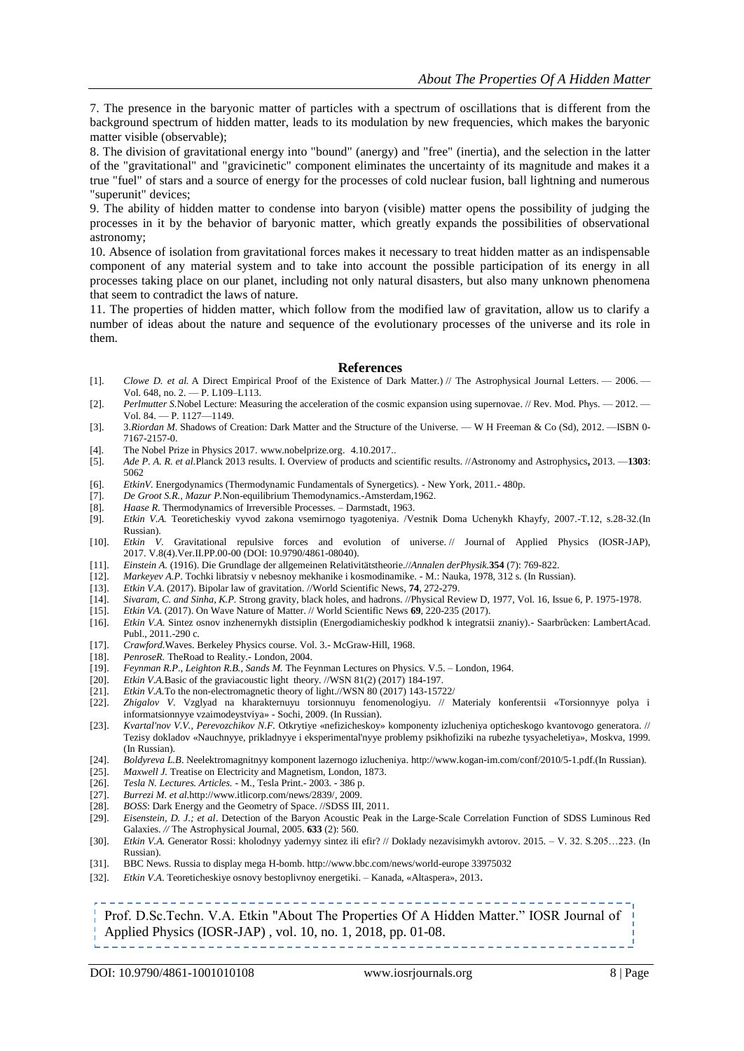7. The presence in the baryonic matter of particles with a spectrum of oscillations that is different from the background spectrum of hidden matter, leads to its modulation by new frequencies, which makes the baryonic matter visible (observable);

8. The division of gravitational energy into "bound" (anergy) and "free" (inertia), and the selection in the latter of the "gravitational" and "gravicinetic" component eliminates the uncertainty of its magnitude and makes it a true "fuel" of stars and a source of energy for the processes of cold nuclear fusion, ball lightning and numerous "superunit" devices;

9. The ability of hidden matter to condense into baryon (visible) matter opens the possibility of judging the processes in it by the behavior of baryonic matter, which greatly expands the possibilities of observational astronomy;

10. Absence of isolation from gravitational forces makes it necessary to treat hidden matter as an indispensable component of any material system and to take into account the possible participation of its energy in all processes taking place on our planet, including not only natural disasters, but also many unknown phenomena that seem to contradict the laws of nature.

11. The properties of hidden matter, which follow from the modified law of gravitation, allow us to clarify a number of ideas about the nature and sequence of the evolutionary processes of the universe and its role in them.

## References

[1]. *Clowe D. et al.* A Direct Empirical Proof of the Existence of Dark Matter.) // The Astrophysical Journal Letters. — 2006. — Vol. 648, no. 2. — P. L109–L113.

[2]. *Perlmutter S.*Nobel Lecture: Measuring the acceleration of the cosmic expansion using supernovae. // Rev. Mod. Phys. — 2012. — Vol. 84. — P. 1127—1149.

[3]. 3.*Riordan M.* Shadows of Creation: Dark Matter and the Structure of the Universe. — W H Freeman & Co (Sd), 2012. —ISBN 0-7167-2157-0.

[4]. The Nobel Prize in Physics 2017. www.nobelprize.org. 4.10.2017..

[5]. *Ade P. A. R. et al.*Planck 2013 results. I. Overview of products and scientific results. //Astronomy and Astrophysics**,** 2013. —**1303**: 5062

[6]. *EtkinV.* Energodynamics (Thermodynamic Fundamentals of Synergetics). - New York, 2011.- 480p.

[7]. *De Groot S.R., Mazur P.*Non-equilibrium Themodynamics.-Amsterdam,1962.

[8]. *Haase R.* Thermodynamics of Irreversible Processes. – Darmstadt, 1963.

[9]. *Etkin V.A.* Teoreticheskiy vyvod zakona vsemirnogo tyagoteniya. /Vestnik Doma Uchenykh Khayfy, 2007.-T.12, s.28-32.(In Russian).

[10]. *Etkin V.* Gravitational repulsive forces and evolution of universe. // Journal of Applied Physics (IOSR-JAP), 2017. V.8(4).Ver.II.PP.00-00 (DOI: 10.9790/4861-08040).

[11]. *Einstein A.* (1916). Die Grundlage der allgemeinen Relativitätstheorie.//*Annalen derPhysik*.**354** (7): 769-822.

[12]. *Markeyev A.P.* Tochki libratsiy v nebesnoy mekhanike i kosmodinamike. - M.: Nauka, 1978, 312 s. (In Russian).

[13]. *Etkin V.A.* (2017). Bipolar law of gravitation. //World Scientific News, **74**, 272-279.

[14]. *Sivaram, C. and Sinha, K.P.* Strong gravity, black holes, and hadrons. //Physical Review D, 1977, Vol. 16, Issue 6, P. 1975-1978.

[15]. *Etkin VA.* (2017). On Wave Nature of Matter. // World Scientific News **69**, 220-235 (2017).

[16]. *Etkin V.A.* Sintez osnov inzhenernykh distsiplin (Energodiamicheskiy podkhod k integratsii znaniy).- Saarbrücken: LambertAcad. Publ., 2011.-290 c.

[17]. *Crawford.*Waves. Berkeley Physics course. Vol. 3.- McGraw-Hill, 1968.

[18]. *PenroseR.* TheRoad to Reality.- London, 2004.

[19]. *Feynman R.P., Leighton R.B., Sands M.* The Feynman Lectures on Physics. V.5. – London, 1964.

[20]. *Etkin V.A.*Basic of the graviacoustic light theory. //WSN 81(2) (2017) 184-197.

[21]. *Etkin V.A.*To the non-electromagnetic theory of light.//WSN 80 (2017) 143-15722/

[22]. *Zhigalov V*. Vzglyad na kharakternuyu torsionnuyu fenomenologiyu. // Materialy konferentsii «Torsionnyye polya i informatsionnyye vzaimodeystviya» - Sochi, 2009. (In Russian).

[23]. *Kvartal'nov V.V., Perevozchikov N.F.* Otkrytiye «nefizicheskoy» komponenty izlucheniya opticheskogo kvantovogo generatora. // Tezisy dokladov «Nauchnyye, prikladnyye i eksperimental'nyye problemy psikhofiziki na rubezhe tysyacheletiya», Moskva, 1999. (In Russian).

[24]. *Boldyreva L.B*. Neelektromagnitnyy komponent lazernogo izlucheniya. http://www.kogan-im.com/conf/2010/5-1.pdf.(In Russian).

[25]. *Maxwell J.* Treatise on Electricity and Magnetism, London, 1873.

[26]. *Tesla N. Lectures. Articles.* - M., Tesla Print.- 2003. - 386 p.

[27]. *Burrezi M. et al.*http://www.itlicorp.com/news/2839/, 2009.

[28]. *BOSS*: Dark Energy and the Geometry of Space. //SDSS III, 2011.

[29]. *Eisenstein, D. J.; et al*. Detection of the Baryon Acoustic Peak in the Large-Scale Correlation Function of SDSS Luminous Red Galaxies. // The Astrophysical Journal, 2005. **633** (2): 560.

[30]. *Etkin V.A.* Generator Rossi: kholodnyy yadernyy sintez ili efir? // Doklady nezavisimykh avtorov. 2015. – V. 32. S.205…223. (In Russian).

[31]. BBC News. Russia to display mega H-bomb. http://www.bbc.com/news/world-europe 33975032

[32]. *Etkin V.A*. Teoreticheskiye osnovy bestoplivnoy energetiki. – Kanada, «Altaspera», 2013.

Prof. D.Sc.Techn. V.A. Etkin "About The Properties Of A Hidden Matter." IOSR Journal of Applied Physics (IOSR-JAP) , vol. 10, no. 1, 2018, pp. 01-08.